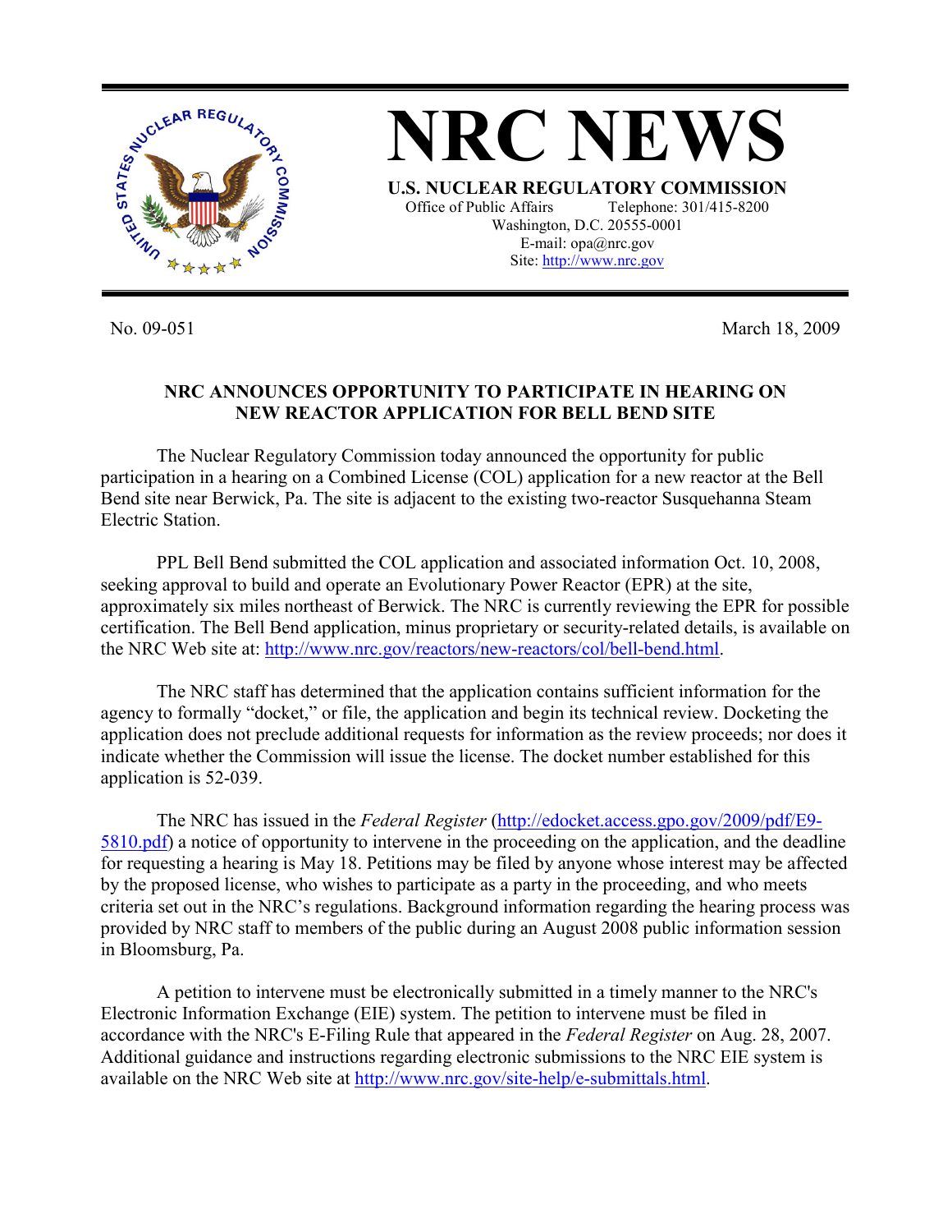# NRC NEWS

**U.S. NUCLEAR REGULATORY COMMISSION**

Office of Public Affairs Telephone: 301/415-8200
Washington, D.C. 20555-0001
E-mail: opa@nrc.gov
Site: http://www.nrc.gov

No. 09-051 March 18, 2009

## NRC ANNOUNCES OPPORTUNITY TO PARTICIPATE IN HEARING ON NEW REACTOR APPLICATION FOR BELL BEND SITE

The Nuclear Regulatory Commission today announced the opportunity for public participation in a hearing on a Combined License (COL) application for a new reactor at the Bell Bend site near Berwick, Pa. The site is adjacent to the existing two-reactor Susquehanna Steam Electric Station.

PPL Bell Bend submitted the COL application and associated information Oct. 10, 2008, seeking approval to build and operate an Evolutionary Power Reactor (EPR) at the site, approximately six miles northeast of Berwick. The NRC is currently reviewing the EPR for possible certification. The Bell Bend application, minus proprietary or security-related details, is available on the NRC Web site at: http://www.nrc.gov/reactors/new-reactors/col/bell-bend.html.

The NRC staff has determined that the application contains sufficient information for the agency to formally "docket," or file, the application and begin its technical review. Docketing the application does not preclude additional requests for information as the review proceeds; nor does it indicate whether the Commission will issue the license. The docket number established for this application is 52-039.

The NRC has issued in the *Federal Register* (http://edocket.access.gpo.gov/2009/pdf/E9-5810.pdf) a notice of opportunity to intervene in the proceeding on the application, and the deadline for requesting a hearing is May 18. Petitions may be filed by anyone whose interest may be affected by the proposed license, who wishes to participate as a party in the proceeding, and who meets criteria set out in the NRC's regulations. Background information regarding the hearing process was provided by NRC staff to members of the public during an August 2008 public information session in Bloomsburg, Pa.

A petition to intervene must be electronically submitted in a timely manner to the NRC's Electronic Information Exchange (EIE) system. The petition to intervene must be filed in accordance with the NRC's E-Filing Rule that appeared in the *Federal Register* on Aug. 28, 2007. Additional guidance and instructions regarding electronic submissions to the NRC EIE system is available on the NRC Web site at http://www.nrc.gov/site-help/e-submittals.html.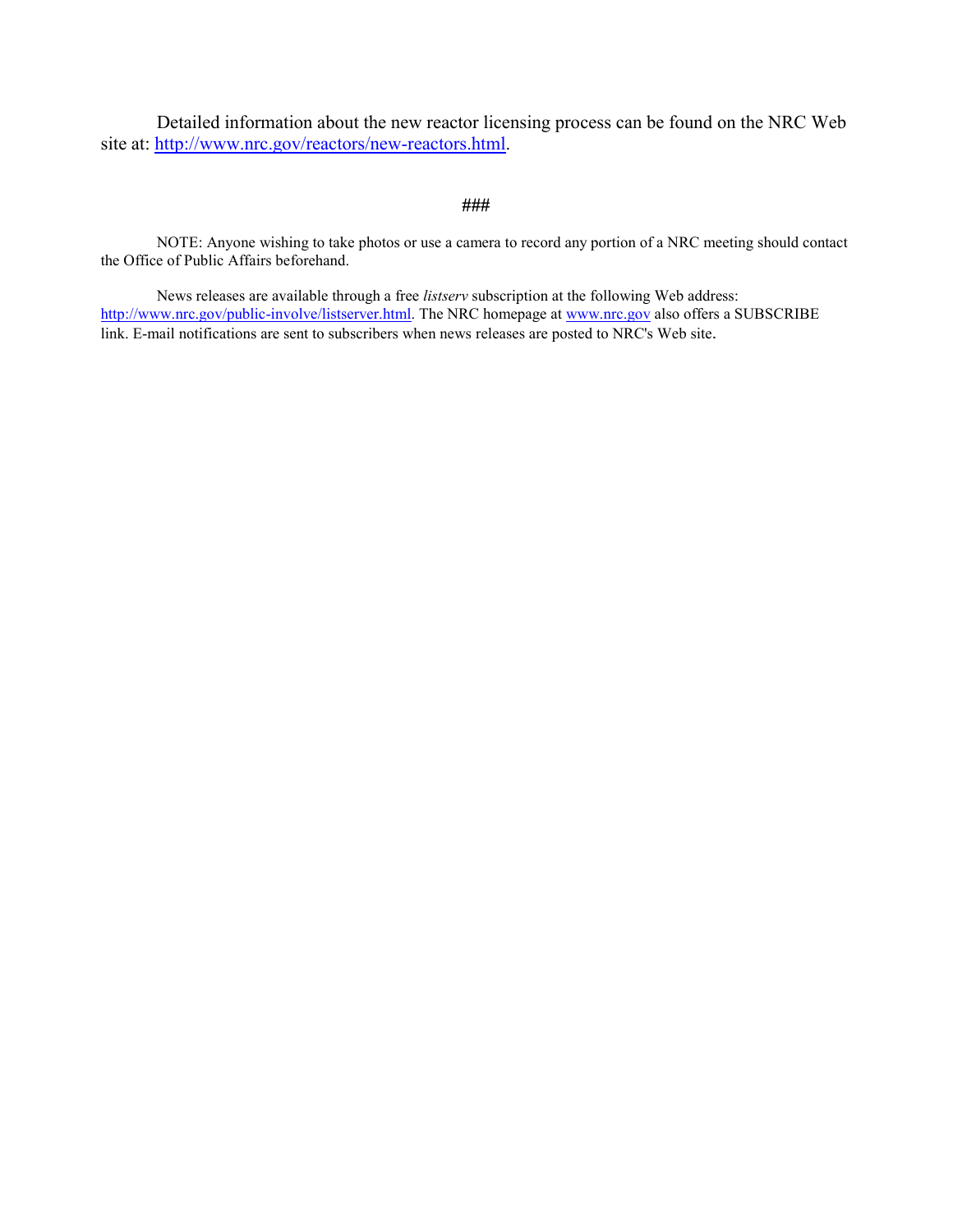Detailed information about the new reactor licensing process can be found on the NRC Web site at: http://www.nrc.gov/reactors/new-reactors.html.

###

NOTE: Anyone wishing to take photos or use a camera to record any portion of a NRC meeting should contact the Office of Public Affairs beforehand.

News releases are available through a free *listserv* subscription at the following Web address: http://www.nrc.gov/public-involve/listserver.html. The NRC homepage at www.nrc.gov also offers a SUBSCRIBE link. E-mail notifications are sent to subscribers when news releases are posted to NRC's Web site.